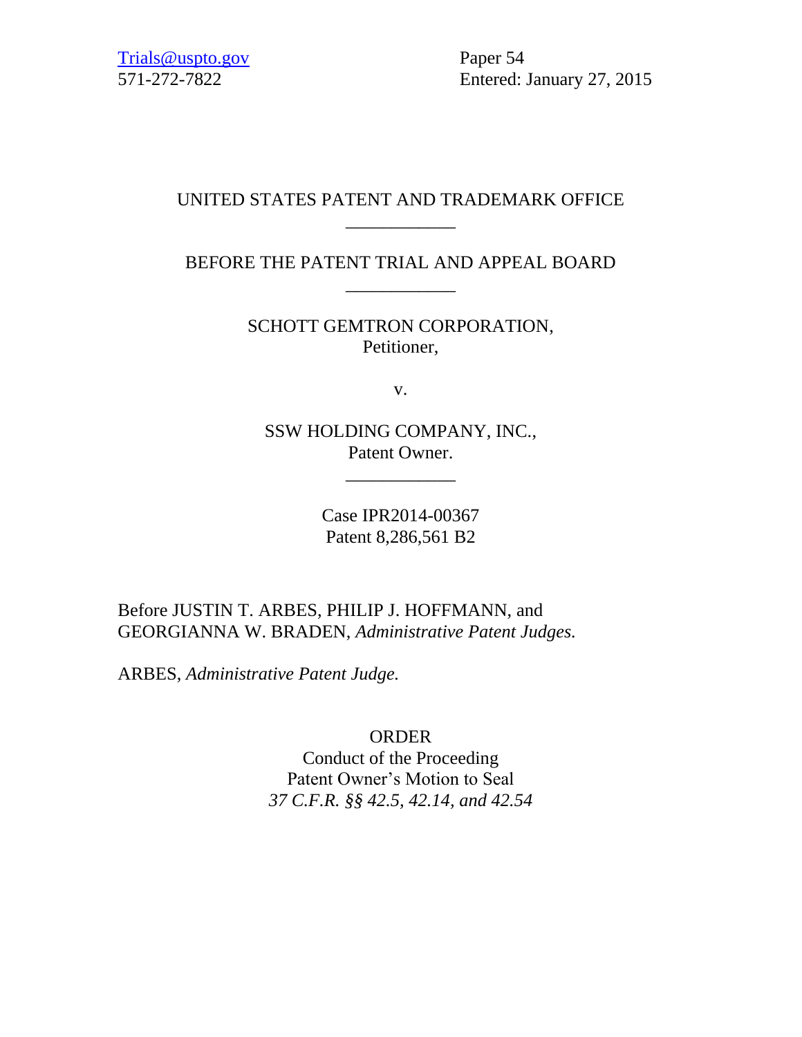Trials@uspto.gov
571-272-7822

Paper 54
Entered: January 27, 2015

UNITED STATES PATENT AND TRADEMARK OFFICE

\_\_\_\_\_\_\_\_\_\_\_\_

BEFORE THE PATENT TRIAL AND APPEAL BOARD

\_\_\_\_\_\_\_\_\_\_\_\_

SCHOTT GEMTRON CORPORATION,
Petitioner,

v.

SSW HOLDING COMPANY, INC.,
Patent Owner.

\_\_\_\_\_\_\_\_\_\_\_\_

Case IPR2014-00367
Patent 8,286,561 B2

Before JUSTIN T. ARBES, PHILIP J. HOFFMANN, and GEORGIANNA W. BRADEN, *Administrative Patent Judges.*

ARBES, *Administrative Patent Judge.*

ORDER
Conduct of the Proceeding
Patent Owner's Motion to Seal
*37 C.F.R. §§ 42.5, 42.14, and 42.54*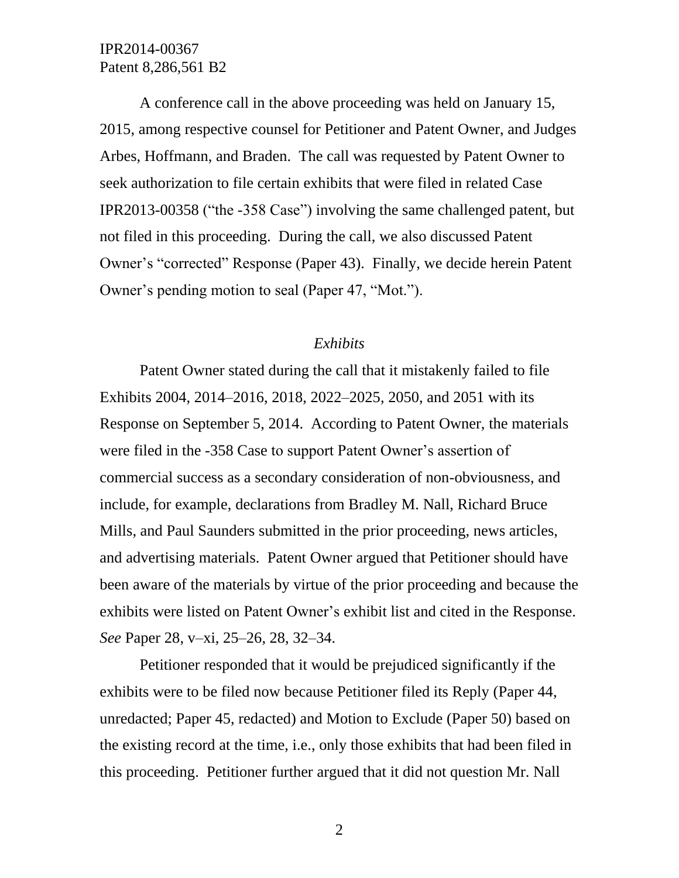A conference call in the above proceeding was held on January 15, 2015, among respective counsel for Petitioner and Patent Owner, and Judges Arbes, Hoffmann, and Braden. The call was requested by Patent Owner to seek authorization to file certain exhibits that were filed in related Case IPR2013-00358 ("the -358 Case") involving the same challenged patent, but not filed in this proceeding. During the call, we also discussed Patent Owner's "corrected" Response (Paper 43). Finally, we decide herein Patent Owner's pending motion to seal (Paper 47, "Mot.").

*Exhibits*

Patent Owner stated during the call that it mistakenly failed to file Exhibits 2004, 2014–2016, 2018, 2022–2025, 2050, and 2051 with its Response on September 5, 2014. According to Patent Owner, the materials were filed in the -358 Case to support Patent Owner's assertion of commercial success as a secondary consideration of non-obviousness, and include, for example, declarations from Bradley M. Nall, Richard Bruce Mills, and Paul Saunders submitted in the prior proceeding, news articles, and advertising materials. Patent Owner argued that Petitioner should have been aware of the materials by virtue of the prior proceeding and because the exhibits were listed on Patent Owner's exhibit list and cited in the Response. *See* Paper 28, v–xi, 25–26, 28, 32–34.

Petitioner responded that it would be prejudiced significantly if the exhibits were to be filed now because Petitioner filed its Reply (Paper 44, unredacted; Paper 45, redacted) and Motion to Exclude (Paper 50) based on the existing record at the time, i.e., only those exhibits that had been filed in this proceeding. Petitioner further argued that it did not question Mr. Nall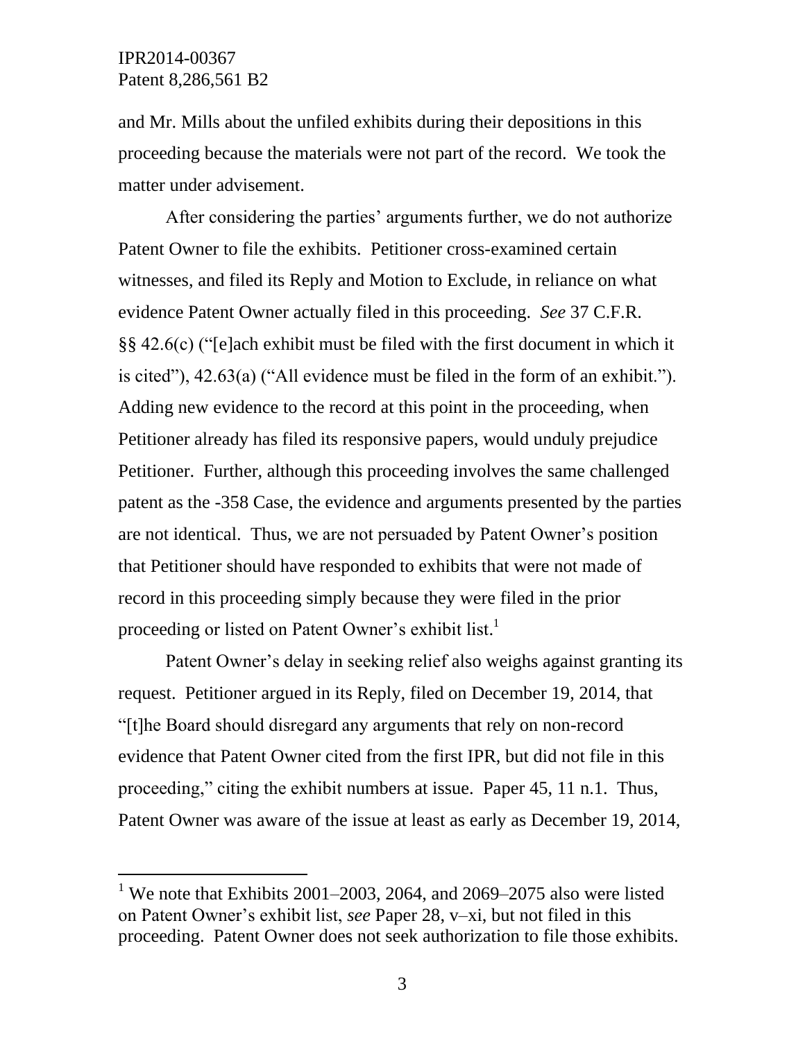and Mr. Mills about the unfiled exhibits during their depositions in this proceeding because the materials were not part of the record. We took the matter under advisement.

After considering the parties' arguments further, we do not authorize Patent Owner to file the exhibits. Petitioner cross-examined certain witnesses, and filed its Reply and Motion to Exclude, in reliance on what evidence Patent Owner actually filed in this proceeding. *See* 37 C.F.R. §§ 42.6(c) ("[e]ach exhibit must be filed with the first document in which it is cited"), 42.63(a) ("All evidence must be filed in the form of an exhibit."). Adding new evidence to the record at this point in the proceeding, when Petitioner already has filed its responsive papers, would unduly prejudice Petitioner. Further, although this proceeding involves the same challenged patent as the -358 Case, the evidence and arguments presented by the parties are not identical. Thus, we are not persuaded by Patent Owner's position that Petitioner should have responded to exhibits that were not made of record in this proceeding simply because they were filed in the prior proceeding or listed on Patent Owner's exhibit list.[1]

Patent Owner's delay in seeking relief also weighs against granting its request. Petitioner argued in its Reply, filed on December 19, 2014, that "[t]he Board should disregard any arguments that rely on non-record evidence that Patent Owner cited from the first IPR, but did not file in this proceeding," citing the exhibit numbers at issue. Paper 45, 11 n.1. Thus, Patent Owner was aware of the issue at least as early as December 19, 2014,

[1] We note that Exhibits 2001–2003, 2064, and 2069–2075 also were listed on Patent Owner's exhibit list, *see* Paper 28, v–xi, but not filed in this proceeding. Patent Owner does not seek authorization to file those exhibits.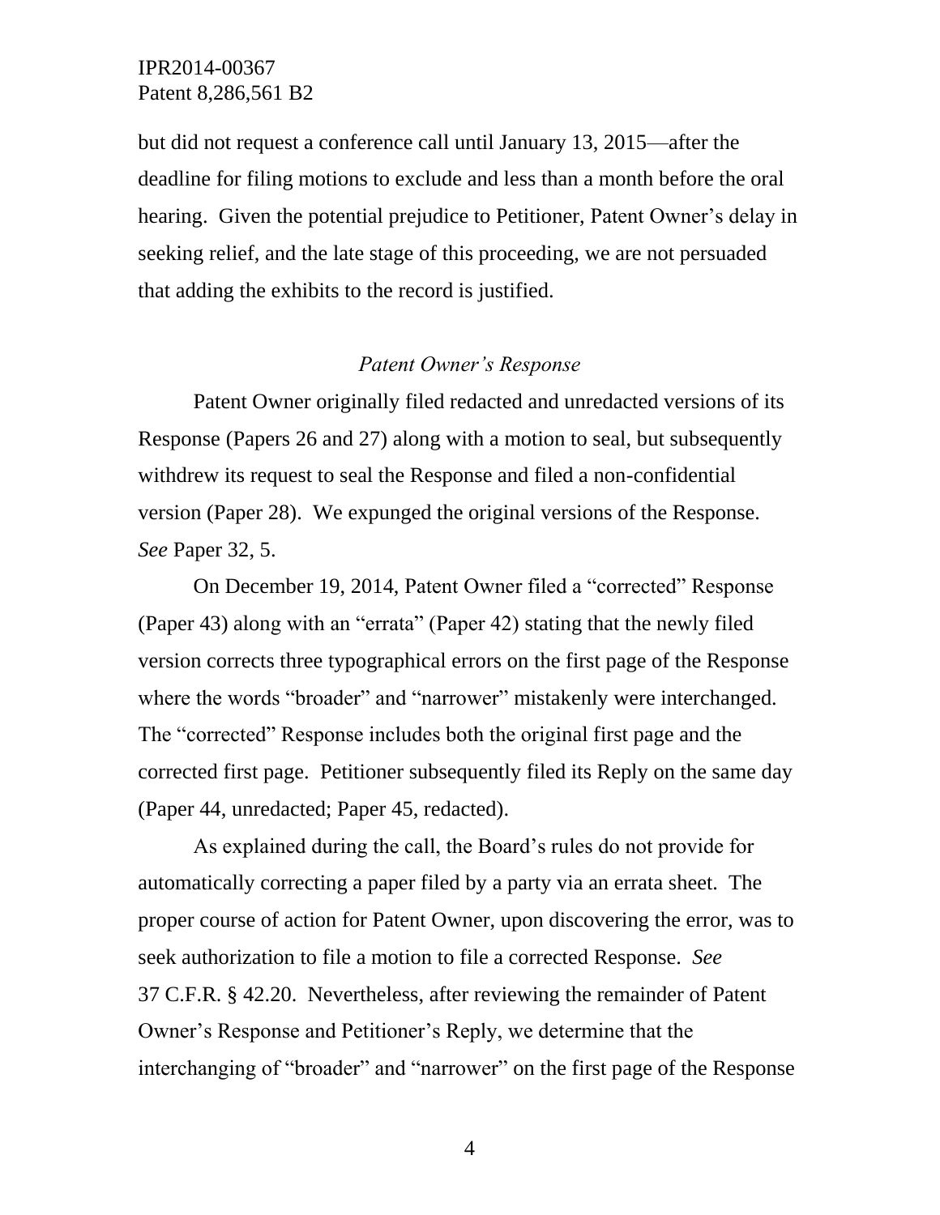but did not request a conference call until January 13, 2015—after the deadline for filing motions to exclude and less than a month before the oral hearing. Given the potential prejudice to Petitioner, Patent Owner's delay in seeking relief, and the late stage of this proceeding, we are not persuaded that adding the exhibits to the record is justified.

*Patent Owner's Response*

Patent Owner originally filed redacted and unredacted versions of its Response (Papers 26 and 27) along with a motion to seal, but subsequently withdrew its request to seal the Response and filed a non-confidential version (Paper 28). We expunged the original versions of the Response. *See* Paper 32, 5.

On December 19, 2014, Patent Owner filed a "corrected" Response (Paper 43) along with an "errata" (Paper 42) stating that the newly filed version corrects three typographical errors on the first page of the Response where the words "broader" and "narrower" mistakenly were interchanged. The "corrected" Response includes both the original first page and the corrected first page. Petitioner subsequently filed its Reply on the same day (Paper 44, unredacted; Paper 45, redacted).

As explained during the call, the Board's rules do not provide for automatically correcting a paper filed by a party via an errata sheet. The proper course of action for Patent Owner, upon discovering the error, was to seek authorization to file a motion to file a corrected Response. *See* 37 C.F.R. § 42.20. Nevertheless, after reviewing the remainder of Patent Owner's Response and Petitioner's Reply, we determine that the interchanging of "broader" and "narrower" on the first page of the Response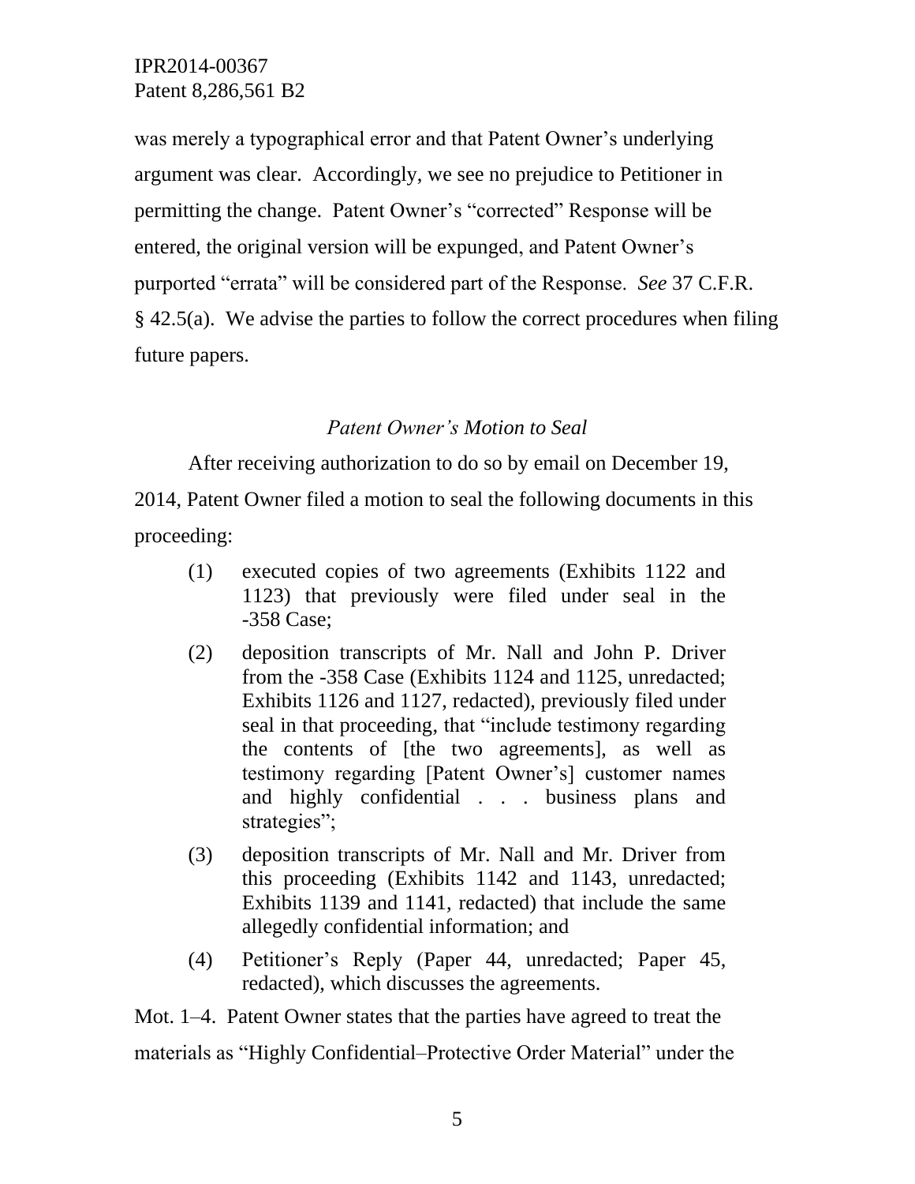was merely a typographical error and that Patent Owner's underlying argument was clear. Accordingly, we see no prejudice to Petitioner in permitting the change. Patent Owner's "corrected" Response will be entered, the original version will be expunged, and Patent Owner's purported "errata" will be considered part of the Response. *See* 37 C.F.R. § 42.5(a). We advise the parties to follow the correct procedures when filing future papers.

*Patent Owner's Motion to Seal*

After receiving authorization to do so by email on December 19, 2014, Patent Owner filed a motion to seal the following documents in this proceeding:

(1) executed copies of two agreements (Exhibits 1122 and 1123) that previously were filed under seal in the -358 Case;

(2) deposition transcripts of Mr. Nall and John P. Driver from the -358 Case (Exhibits 1124 and 1125, unredacted; Exhibits 1126 and 1127, redacted), previously filed under seal in that proceeding, that "include testimony regarding the contents of [the two agreements], as well as testimony regarding [Patent Owner's] customer names and highly confidential . . . business plans and strategies";

(3) deposition transcripts of Mr. Nall and Mr. Driver from this proceeding (Exhibits 1142 and 1143, unredacted; Exhibits 1139 and 1141, redacted) that include the same allegedly confidential information; and

(4) Petitioner's Reply (Paper 44, unredacted; Paper 45, redacted), which discusses the agreements.

Mot. 1–4. Patent Owner states that the parties have agreed to treat the materials as "Highly Confidential–Protective Order Material" under the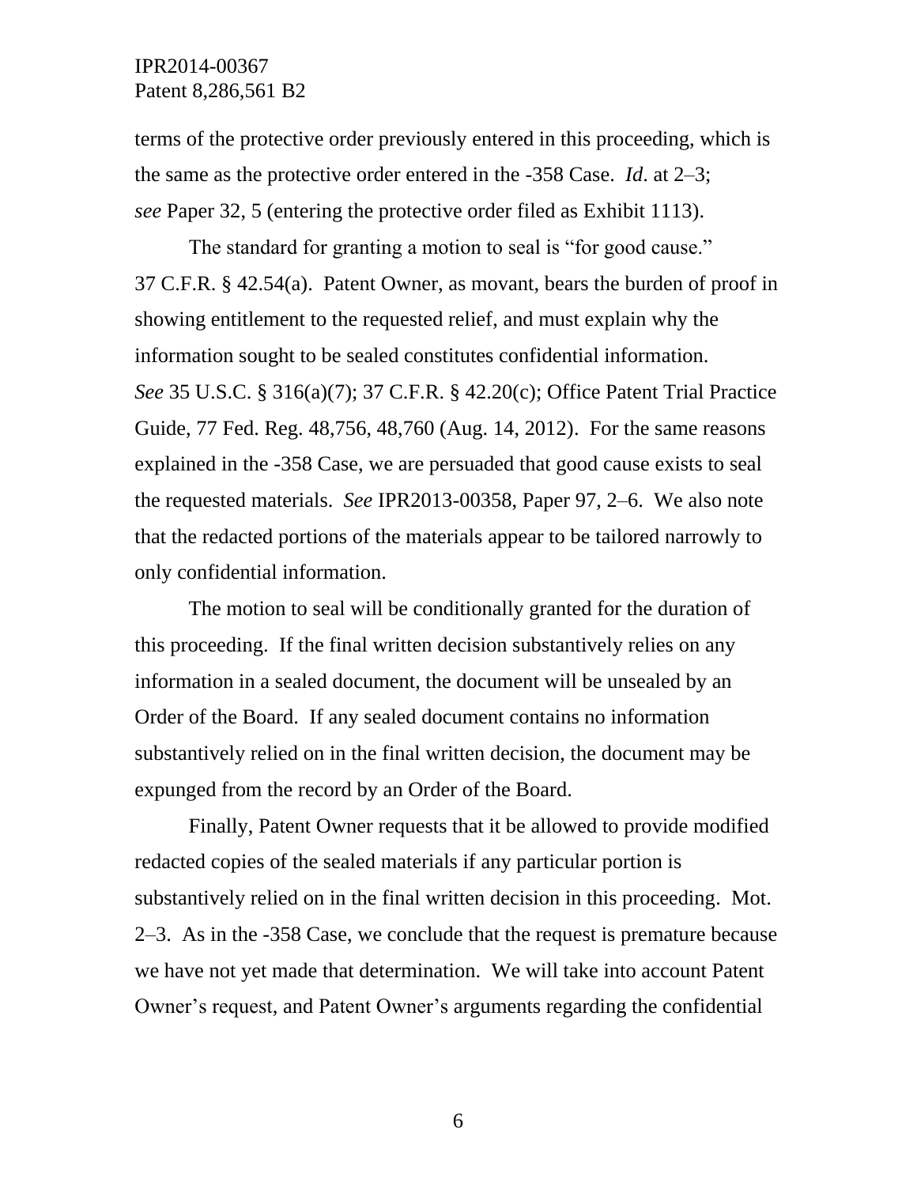terms of the protective order previously entered in this proceeding, which is the same as the protective order entered in the -358 Case. *Id*. at 2–3; *see* Paper 32, 5 (entering the protective order filed as Exhibit 1113).

The standard for granting a motion to seal is "for good cause." 37 C.F.R. § 42.54(a). Patent Owner, as movant, bears the burden of proof in showing entitlement to the requested relief, and must explain why the information sought to be sealed constitutes confidential information. *See* 35 U.S.C. § 316(a)(7); 37 C.F.R. § 42.20(c); Office Patent Trial Practice Guide, 77 Fed. Reg. 48,756, 48,760 (Aug. 14, 2012). For the same reasons explained in the -358 Case, we are persuaded that good cause exists to seal the requested materials. *See* IPR2013-00358, Paper 97, 2–6. We also note that the redacted portions of the materials appear to be tailored narrowly to only confidential information.

The motion to seal will be conditionally granted for the duration of this proceeding. If the final written decision substantively relies on any information in a sealed document, the document will be unsealed by an Order of the Board. If any sealed document contains no information substantively relied on in the final written decision, the document may be expunged from the record by an Order of the Board.

Finally, Patent Owner requests that it be allowed to provide modified redacted copies of the sealed materials if any particular portion is substantively relied on in the final written decision in this proceeding. Mot. 2–3. As in the -358 Case, we conclude that the request is premature because we have not yet made that determination. We will take into account Patent Owner's request, and Patent Owner's arguments regarding the confidential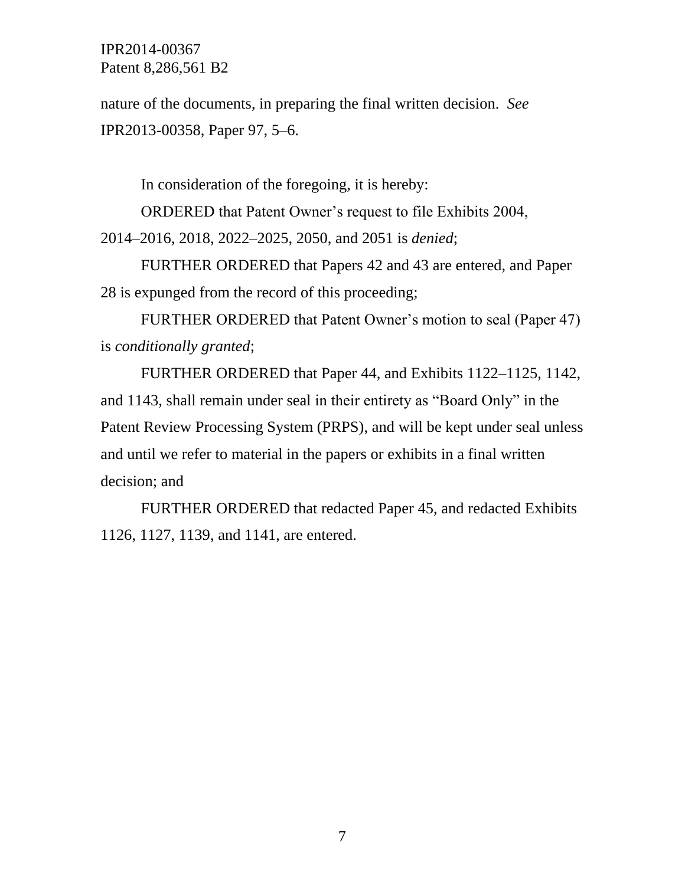nature of the documents, in preparing the final written decision. *See* IPR2013-00358, Paper 97, 5–6.

In consideration of the foregoing, it is hereby:

ORDERED that Patent Owner's request to file Exhibits 2004, 2014–2016, 2018, 2022–2025, 2050, and 2051 is *denied*;

FURTHER ORDERED that Papers 42 and 43 are entered, and Paper 28 is expunged from the record of this proceeding;

FURTHER ORDERED that Patent Owner's motion to seal (Paper 47) is *conditionally granted*;

FURTHER ORDERED that Paper 44, and Exhibits 1122–1125, 1142, and 1143, shall remain under seal in their entirety as "Board Only" in the Patent Review Processing System (PRPS), and will be kept under seal unless and until we refer to material in the papers or exhibits in a final written decision; and

FURTHER ORDERED that redacted Paper 45, and redacted Exhibits 1126, 1127, 1139, and 1141, are entered.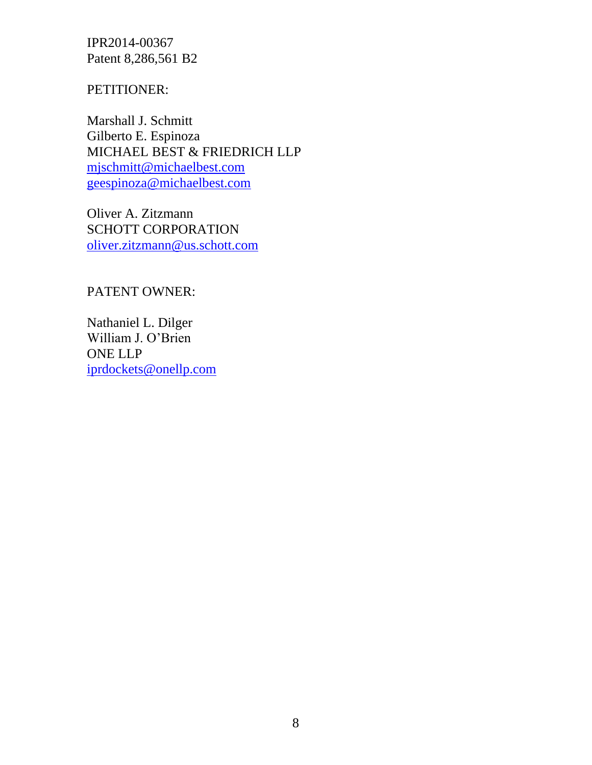IPR2014-00367
Patent 8,286,561 B2

PETITIONER:

Marshall J. Schmitt
Gilberto E. Espinoza
MICHAEL BEST & FRIEDRICH LLP
mjschmitt@michaelbest.com
geespinoza@michaelbest.com

Oliver A. Zitzmann
SCHOTT CORPORATION
oliver.zitzmann@us.schott.com

PATENT OWNER:

Nathaniel L. Dilger
William J. O'Brien
ONE LLP
iprdockets@onellp.com